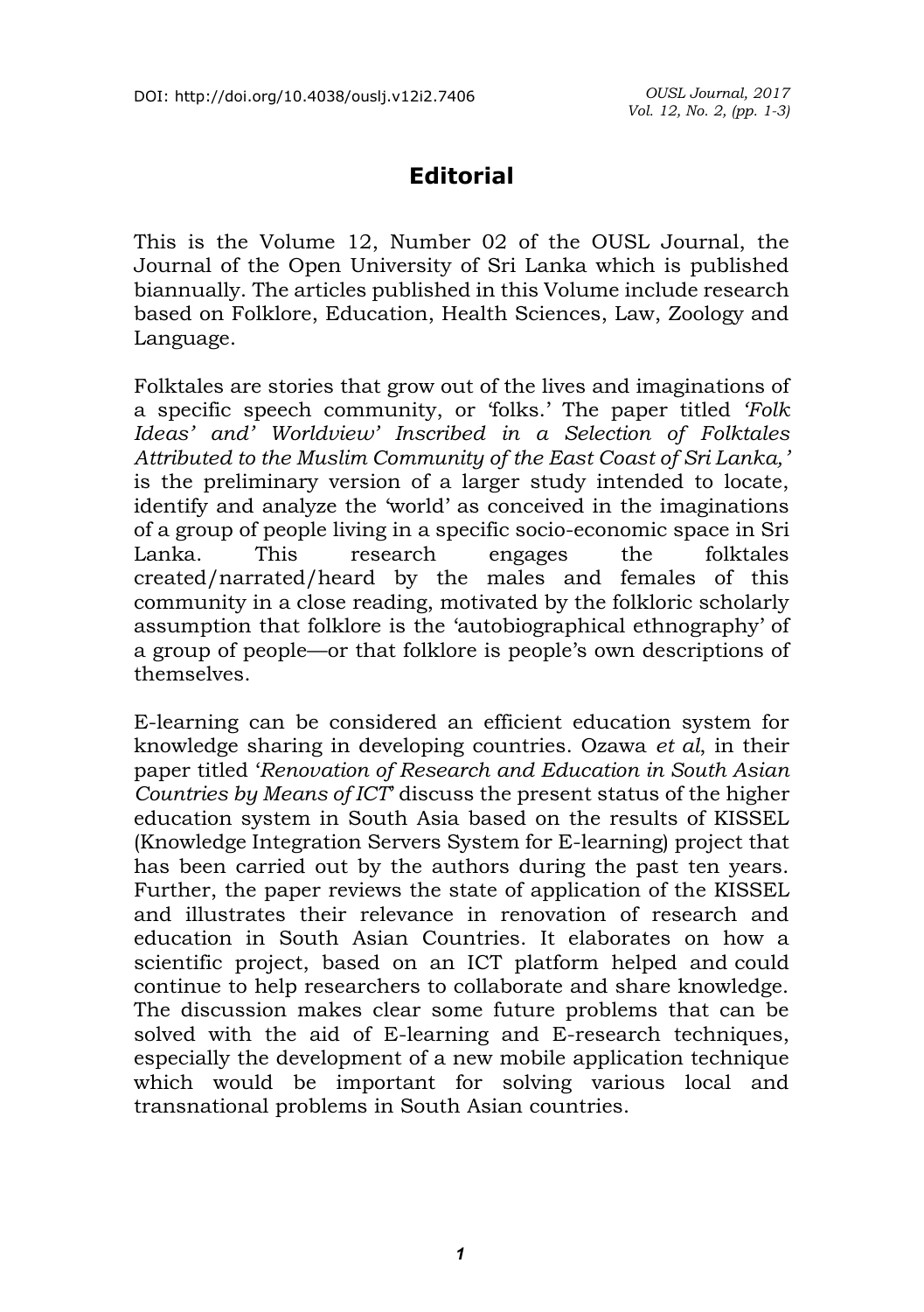# Editorial

This is the Volume 12, Number 02 of the OUSL Journal, the Journal of the Open University of Sri Lanka which is published biannually. The articles published in this Volume include research based on Folklore, Education, Health Sciences, Law, Zoology and Language.

Folktales are stories that grow out of the lives and imaginations of a specific speech community, or 'folks.' The paper titled *'Folk Ideas' and' Worldview' Inscribed in a Selection of Folktales Attributed to the Muslim Community of the East Coast of Sri Lanka,'* is the preliminary version of a larger study intended to locate, identify and analyze the 'world' as conceived in the imaginations of a group of people living in a specific socio-economic space in Sri Lanka. This research engages the folktales created/narrated/heard by the males and females of this community in a close reading, motivated by the folkloric scholarly assumption that folklore is the 'autobiographical ethnography' of a group of people—or that folklore is people's own descriptions of themselves.

E-learning can be considered an efficient education system for knowledge sharing in developing countries. Ozawa *et al*, in their paper titled '*Renovation of Research and Education in South Asian Countries by Means of ICT*' discuss the present status of the higher education system in South Asia based on the results of KISSEL (Knowledge Integration Servers System for E-learning) project that has been carried out by the authors during the past ten years. Further, the paper reviews the state of application of the KISSEL and illustrates their relevance in renovation of research and education in South Asian Countries. It elaborates on how a scientific project, based on an ICT platform helped and could continue to help researchers to collaborate and share knowledge. The discussion makes clear some future problems that can be solved with the aid of E-learning and E-research techniques, especially the development of a new mobile application technique which would be important for solving various local and transnational problems in South Asian countries.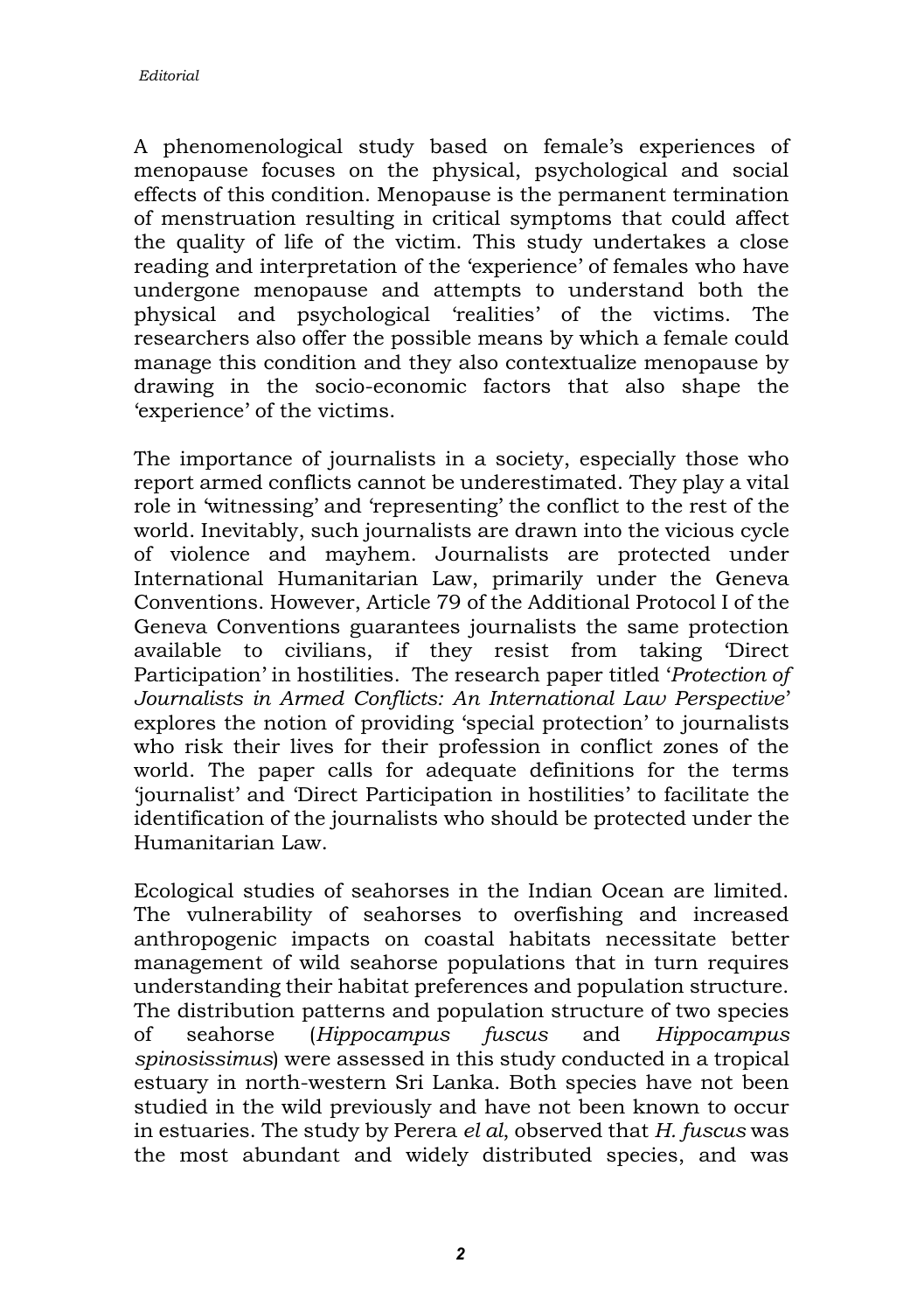A phenomenological study based on female's experiences of menopause focuses on the physical, psychological and social effects of this condition. Menopause is the permanent termination of menstruation resulting in critical symptoms that could affect the quality of life of the victim. This study undertakes a close reading and interpretation of the 'experience' of females who have undergone menopause and attempts to understand both the physical and psychological 'realities' of the victims. The researchers also offer the possible means by which a female could manage this condition and they also contextualize menopause by drawing in the socio-economic factors that also shape the 'experience' of the victims.

The importance of journalists in a society, especially those who report armed conflicts cannot be underestimated. They play a vital role in 'witnessing' and 'representing' the conflict to the rest of the world. Inevitably, such journalists are drawn into the vicious cycle of violence and mayhem. Journalists are protected under International Humanitarian Law, primarily under the Geneva Conventions. However, Article 79 of the Additional Protocol I of the Geneva Conventions guarantees journalists the same protection available to civilians, if they resist from taking 'Direct Participation' in hostilities. The research paper titled '*Protection of Journalists in Armed Conflicts: An International Law Perspective*' explores the notion of providing 'special protection' to journalists who risk their lives for their profession in conflict zones of the world. The paper calls for adequate definitions for the terms 'journalist' and 'Direct Participation in hostilities' to facilitate the identification of the journalists who should be protected under the Humanitarian Law.

Ecological studies of seahorses in the Indian Ocean are limited. The vulnerability of seahorses to overfishing and increased anthropogenic impacts on coastal habitats necessitate better management of wild seahorse populations that in turn requires understanding their habitat preferences and population structure. The distribution patterns and population structure of two species of seahorse (*Hippocampus fuscus* and *Hippocampus spinosissimus*) were assessed in this study conducted in a tropical estuary in north-western Sri Lanka. Both species have not been studied in the wild previously and have not been known to occur in estuaries. The study by Perera *el al*, observed that *H. fuscus* was the most abundant and widely distributed species, and was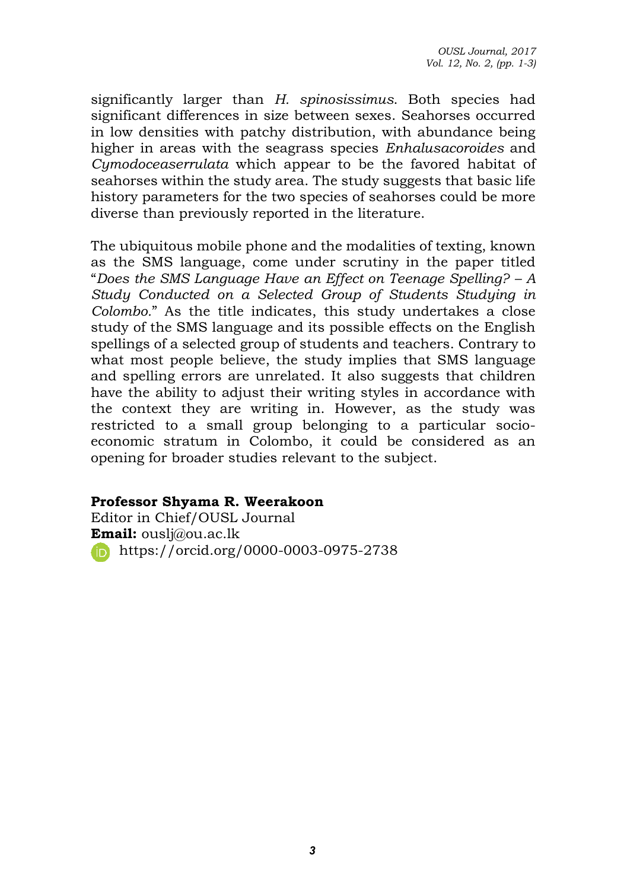significantly larger than *H. spinosissimus*. Both species had significant differences in size between sexes. Seahorses occurred in low densities with patchy distribution, with abundance being higher in areas with the seagrass species *Enhalusacoroides* and *Cymodoceaserrulata* which appear to be the favored habitat of seahorses within the study area. The study suggests that basic life history parameters for the two species of seahorses could be more diverse than previously reported in the literature.

The ubiquitous mobile phone and the modalities of texting, known as the SMS language, come under scrutiny in the paper titled "*Does the SMS Language Have an Effect on Teenage Spelling? – A Study Conducted on a Selected Group of Students Studying in Colombo.*" As the title indicates, this study undertakes a close study of the SMS language and its possible effects on the English spellings of a selected group of students and teachers. Contrary to what most people believe, the study implies that SMS language and spelling errors are unrelated. It also suggests that children have the ability to adjust their writing styles in accordance with the context they are writing in. However, as the study was restricted to a small group belonging to a particular socio-economic stratum in Colombo, it could be considered as an opening for broader studies relevant to the subject.

**Professor Shyama R. Weerakoon**
Editor in Chief/OUSL Journal
**Email:** ouslj@ou.ac.lk
https://orcid.org/0000-0003-0975-2738